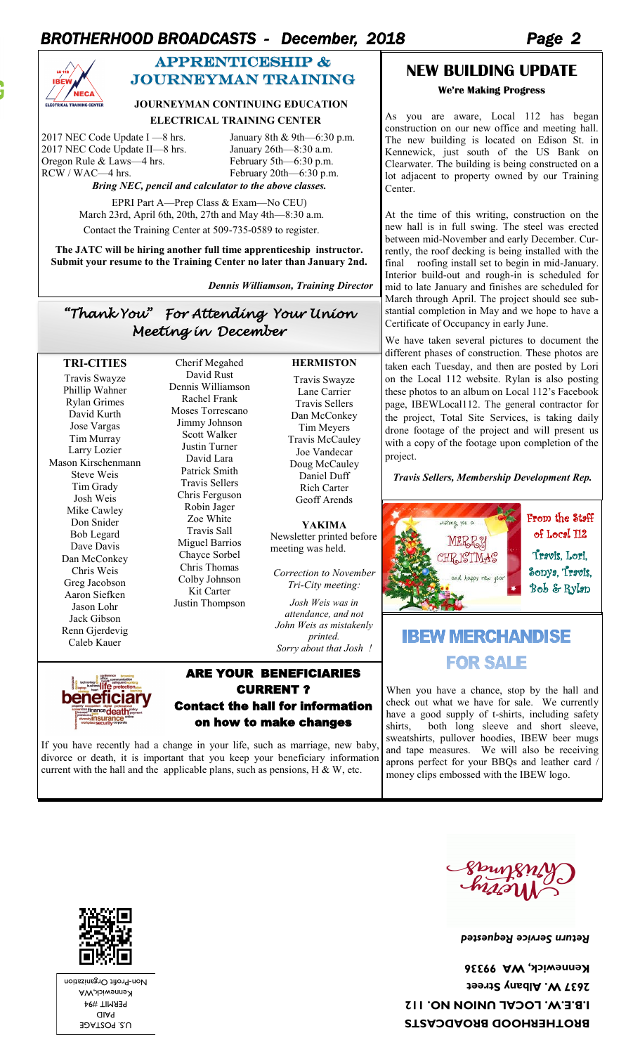## APPRENTICESHIP & JOURNEYMAN TRAINING

### JOURNEYMAN CONTINUING EDUCATION

### ELECTRICAL TRAINING CENTER

| | |
|---|---|
| 2017 NEC Code Update I —8 hrs. | January 8th & 9th—6:30 p.m. |
| 2017 NEC Code Update II—8 hrs. | January 26th—8:30 a.m. |
| Oregon Rule & Laws—4 hrs. | February 5th—6:30 p.m. |
| RCW / WAC—4 hrs. | February 20th—6:30 p.m. |

***Bring NEC, pencil and calculator to the above classes.***

EPRI Part A—Prep Class & Exam—No CEU)
March 23rd, April 6th, 20th, 27th and May 4th—8:30 a.m.

Contact the Training Center at 509-735-0589 to register.

**The JATC will be hiring another full time apprenticeship instructor. Submit your resume to the Training Center no later than January 2nd.**

***Dennis Williamson, Training Director***

## *"Thank You" For Attending Your Union Meeting in December*

**TRI-CITIES**

Travis Swayze
Phillip Wahner
Rylan Grimes
David Kurth
Jose Vargas
Tim Murray
Larry Lozier
Mason Kirschenmann
Steve Weis
Tim Grady
Josh Weis
Mike Cawley
Don Snider
Bob Legard
Dave Davis
Dan McConkey
Chris Weis
Greg Jacobson
Aaron Siefken
Jason Lohr
Jack Gibson
Renn Gjerdevig
Caleb Kauer
Cherif Megahed
David Rust
Dennis Williamson
Rachel Frank
Moses Torrescano
Jimmy Johnson
Scott Walker
Justin Turner
David Lara
Patrick Smith
Travis Sellers
Chris Ferguson
Robin Jager
Zoe White
Travis Sall
Miguel Barrios
Chayce Sorbel
Chris Thomas
Colby Johnson
Kit Carter
Justin Thompson

**HERMISTON**

Travis Swayze
Lane Carrier
Travis Sellers
Dan McConkey
Tim Meyers
Travis McCauley
Joe Vandecar
Doug McCauley
Daniel Duff
Rich Carter
Geoff Arends

**YAKIMA**

Newsletter printed before meeting was held.

*Correction to November Tri-City meeting:*

*Josh Weis was in attendance, and not John Weis as mistakenly printed.*
*Sorry about that Josh !*

## ARE YOUR BENEFICIARIES CURRENT ?

### Contact the hall for information on how to make changes

If you have recently had a change in your life, such as marriage, new baby, divorce or death, it is important that you keep your beneficiary information current with the hall and the applicable plans, such as pensions, H & W, etc.

## NEW BUILDING UPDATE

**We're Making Progress**

As you are aware, Local 112 has began construction on our new office and meeting hall. The new building is located on Edison St. in Kennewick, just south of the US Bank on Clearwater. The building is being constructed on a lot adjacent to property owned by our Training Center.

At the time of this writing, construction on the new hall is in full swing. The steel was erected between mid-November and early December. Currently, the roof decking is being installed with the final roofing install set to begin in mid-January. Interior build-out and rough-in is scheduled for mid to late January and finishes are scheduled for March through April. The project should see substantial completion in May and we hope to have a Certificate of Occupancy in early June.

We have taken several pictures to document the different phases of construction. These photos are taken each Tuesday, and then are posted by Lori on the Local 112 website. Rylan is also posting these photos to an album on Local 112's Facebook page, IBEWLocal112. The general contractor for the project, Total Site Services, is taking daily drone footage of the project and will present us with a copy of the footage upon completion of the project.

***Travis Sellers, Membership Development Rep.***

From the Staff of Local 112

Travis, Lori, Sonya, Travis, Bob & Rylan

## IBEW MERCHANDISE FOR SALE

When you have a chance, stop by the hall and check out what we have for sale. We currently have a good supply of t-shirts, including safety shirts, both long sleeve and short sleeve, sweatshirts, pullover hoodies, IBEW beer mugs and tape measures. We will also be receiving aprons perfect for your BBQs and leather card / money clips embossed with the IBEW logo.

U.S. POSTAGE
PAID
PERMIT #94
Kennewick,WA
Non-Profit Organization

**BROTHERHOOD BROADCASTS**
**I.B.E.W. LOCAL UNION NO. 112**
**2637 W. Albany Street**
**Kennewick, WA 99336**

***Return Service Requested***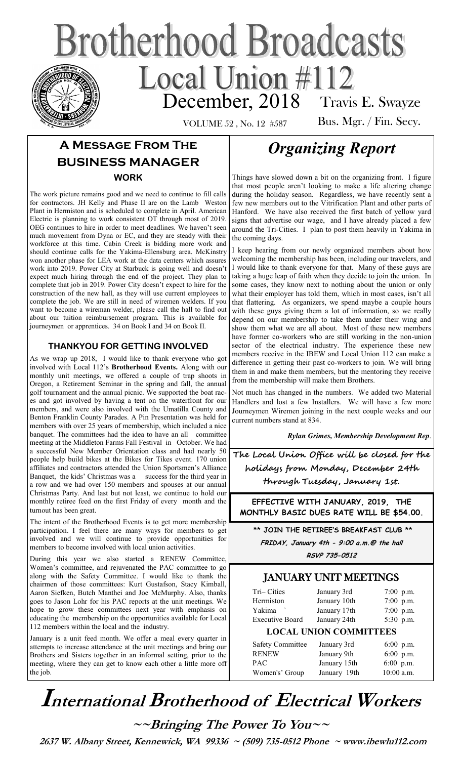# Brotherhood Broadcasts

## Local Union #112

December, 2018 — Travis E. Swayze, Bus. Mgr. / Fin. Secy.

VOLUME 52 , No. 12 #587

## A Message From The Business Manager

### WORK

The work picture remains good and we need to continue to fill calls for contractors. JH Kelly and Phase II are on the Lamb Weston Plant in Hermiston and is scheduled to complete in April. American Electric is planning to work consistent OT through most of 2019. OEG continues to hire in order to meet deadlines. We haven't seen much movement from Dyna or EC, and they are steady with their workforce at this time. Cabin Creek is bidding more work and should continue calls for the Yakima-Ellensburg area. McKinstry won another phase for LEA work at the data centers which assures work into 2019. Power City at Starbuck is going well and doesn't expect much hiring through the end of the project. They plan to complete that job in 2019. Power City doesn't expect to hire for the construction of the new hall, as they will use current employees to complete the job. We are still in need of wiremen welders. If you want to become a wireman welder, please call the hall to find out about our tuition reimbursement program. This is available for journeymen or apprentices. 34 on Book I and 34 on Book II.

### THANKYOU FOR GETTING INVOLVED

As we wrap up 2018, I would like to thank everyone who got involved with Local 112's **Brotherhood Events.** Along with our monthly unit meetings, we offered a couple of trap shoots in Oregon, a Retirement Seminar in the spring and fall, the annual golf tournament and the annual picnic. We supported the boat races and got involved by having a tent on the waterfront for our members, and were also involved with the Umatilla County and Benton Franklin County Parades. A Pin Presentation was held for members with over 25 years of membership, which included a nice banquet. The committees had the idea to have an all committee meeting at the Middleton Farms Fall Festival in October. We had a successful New Member Orientation class and had nearly 50 people help build bikes at the Bikes for Tikes event. 170 union affiliates and contractors attended the Union Sportsmen's Alliance Banquet, the kids' Christmas was a success for the third year in a row and we had over 150 members and spouses at our annual Christmas Party. And last but not least, we continue to hold our monthly retiree feed on the first Friday of every month and the turnout has been great.

The intent of the Brotherhood Events is to get more membership participation. I feel there are many ways for members to get involved and we will continue to provide opportunities for members to become involved with local union activities.

During this year we also started a RENEW Committee, Women's committee, and rejuvenated the PAC committee to go along with the Safety Committee. I would like to thank the chairmen of those committees: Kurt Gustafson, Stacy Kimball, Aaron Siefken, Butch Manthei and Joe McMurphy. Also, thanks goes to Jason Lohr for his PAC reports at the unit meetings. We hope to grow these committees next year with emphasis on educating the membership on the opportunities available for Local 112 members within the local and the industry.

January is a unit feed month. We offer a meal every quarter in attempts to increase attendance at the unit meetings and bring our Brothers and Sisters together in an informal setting, prior to the meeting, where they can get to know each other a little more off the job.

## *Organizing Report*

Things have slowed down a bit on the organizing front. I figure that most people aren't looking to make a life altering change during the holiday season. Regardless, we have recently sent a few new members out to the Vitrification Plant and other parts of Hanford. We have also received the first batch of yellow yard signs that advertise our wage, and I have already placed a few around the Tri-Cities. I plan to post them heavily in Yakima in the coming days.

I keep hearing from our newly organized members about how welcoming the membership has been, including our travelers, and I would like to thank everyone for that. Many of these guys are taking a huge leap of faith when they decide to join the union. In some cases, they know next to nothing about the union or only what their employer has told them, which in most cases, isn't all that flattering. As organizers, we spend maybe a couple hours with these guys giving them a lot of information, so we really depend on our membership to take them under their wing and show them what we are all about. Most of these new members have former co-workers who are still working in the non-union sector of the electrical industry. The experience these new members receive in the IBEW and Local Union 112 can make a difference in getting their past co-workers to join. We will bring them in and make them members, but the mentoring they receive from the membership will make them Brothers.

Not much has changed in the numbers. We added two Material Handlers and lost a few Installers. We will have a few more Journeymen Wiremen joining in the next couple weeks and our current numbers stand at 834.

***Rylan Grimes, Membership Development Rep*.**

**The Local Union Office will be closed for the holidays from Monday, December 24th through Tuesday, January 1st.**

**EFFECTIVE WITH JANUARY, 2019, THE MONTHLY BASIC DUES RATE WILL BE $54.00.**

**\*\* JOIN THE RETIREE'S BREAKFAST CLUB \*\***

***FRIDAY, January 4th - 9:00 a.m.@ the hall***

***RSVP 735-0512***

### JANUARY UNIT MEETINGS

| | | |
|---|---|---|
| Tri– Cities | January 3rd | 7:00 p.m. |
| Hermiston | January 10th | 7:00 p.m. |
| Yakima | January 17th | 7:00 p.m. |
| Executive Board | January 24th | 5:30 p.m. |

### LOCAL UNION COMMITTEES

| | | |
|---|---|---|
| Safety Committee | January 3rd | 6:00 p.m. |
| RENEW | January 9th | 6:00 p.m. |
| PAC | January 15th | 6:00 p.m. |
| Women's' Group | January 19th | 10:00 a.m. |

# International Brotherhood of Electrical Workers

**~~Bringing The Power To You~~**

**2637 W. Albany Street, Kennewick, WA 99336 ~ (509) 735-0512 Phone ~ www.ibewlu112.com**